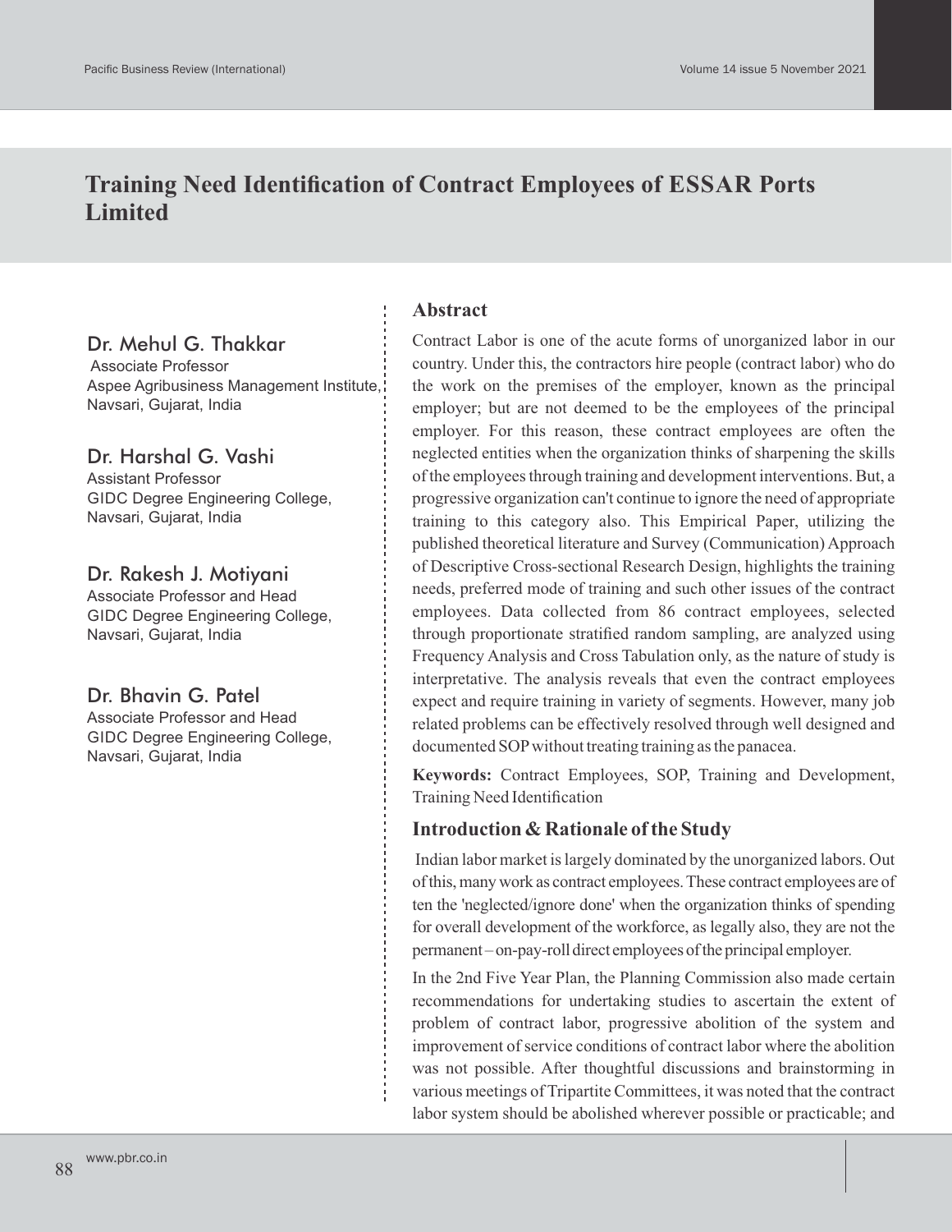# Training Need Identification of Contract Employees of ESSAR Ports Limited

**Dr. Mehul G. Thakkar**
Associate Professor
Aspee Agribusiness Management Institute, Navsari, Gujarat, India

**Dr. Harshal G. Vashi**
Assistant Professor
GIDC Degree Engineering College, Navsari, Gujarat, India

**Dr. Rakesh J. Motiyani**
Associate Professor and Head
GIDC Degree Engineering College, Navsari, Gujarat, India

**Dr. Bhavin G. Patel**
Associate Professor and Head
GIDC Degree Engineering College, Navsari, Gujarat, India

## Abstract

Contract Labor is one of the acute forms of unorganized labor in our country. Under this, the contractors hire people (contract labor) who do the work on the premises of the employer, known as the principal employer; but are not deemed to be the employees of the principal employer. For this reason, these contract employees are often the neglected entities when the organization thinks of sharpening the skills of the employees through training and development interventions. But, a progressive organization can't continue to ignore the need of appropriate training to this category also. This Empirical Paper, utilizing the published theoretical literature and Survey (Communication) Approach of Descriptive Cross-sectional Research Design, highlights the training needs, preferred mode of training and such other issues of the contract employees. Data collected from 86 contract employees, selected through proportionate stratified random sampling, are analyzed using Frequency Analysis and Cross Tabulation only, as the nature of study is interpretative. The analysis reveals that even the contract employees expect and require training in variety of segments. However, many job related problems can be effectively resolved through well designed and documented SOP without treating training as the panacea.

**Keywords:** Contract Employees, SOP, Training and Development, Training Need Identification

## Introduction & Rationale of the Study

Indian labor market is largely dominated by the unorganized labors. Out of this, many work as contract employees. These contract employees are of ten the 'neglected/ignore done' when the organization thinks of spending for overall development of the workforce, as legally also, they are not the permanent – on-pay-roll direct employees of the principal employer.

In the 2nd Five Year Plan, the Planning Commission also made certain recommendations for undertaking studies to ascertain the extent of problem of contract labor, progressive abolition of the system and improvement of service conditions of contract labor where the abolition was not possible. After thoughtful discussions and brainstorming in various meetings of Tripartite Committees, it was noted that the contract labor system should be abolished wherever possible or practicable; and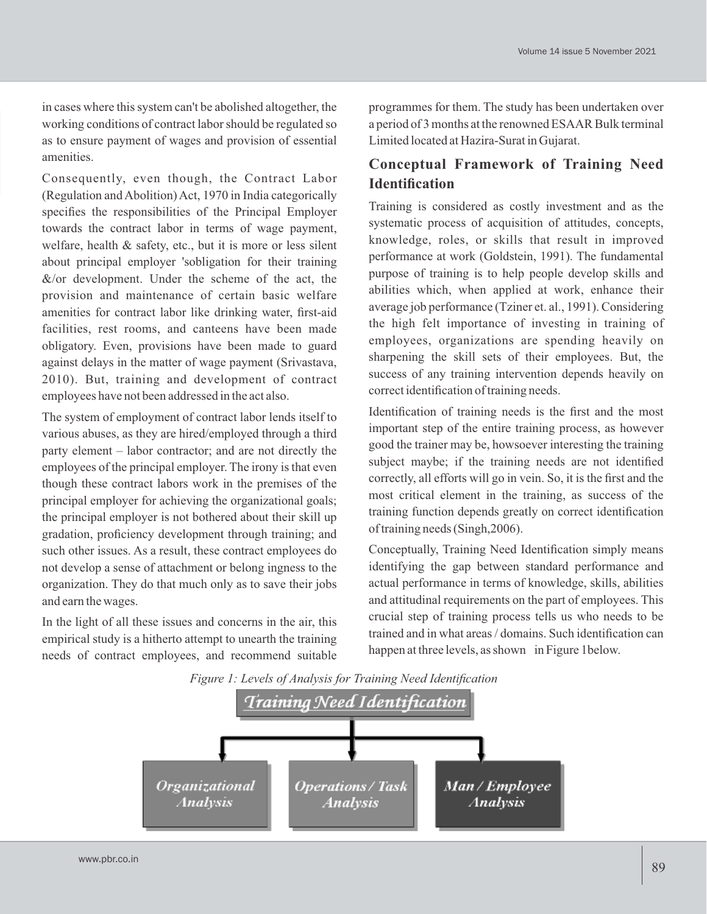in cases where this system can't be abolished altogether, the working conditions of contract labor should be regulated so as to ensure payment of wages and provision of essential amenities.

Consequently, even though, the Contract Labor (Regulation and Abolition) Act, 1970 in India categorically specifies the responsibilities of the Principal Employer towards the contract labor in terms of wage payment, welfare, health & safety, etc., but it is more or less silent about principal employer 'sobligation for their training &/or development. Under the scheme of the act, the provision and maintenance of certain basic welfare amenities for contract labor like drinking water, first-aid facilities, rest rooms, and canteens have been made obligatory. Even, provisions have been made to guard against delays in the matter of wage payment (Srivastava, 2010). But, training and development of contract employees have not been addressed in the act also.

The system of employment of contract labor lends itself to various abuses, as they are hired/employed through a third party element – labor contractor; and are not directly the employees of the principal employer. The irony is that even though these contract labors work in the premises of the principal employer for achieving the organizational goals; the principal employer is not bothered about their skill up gradation, proficiency development through training; and such other issues. As a result, these contract employees do not develop a sense of attachment or belong ingness to the organization. They do that much only as to save their jobs and earn the wages.

In the light of all these issues and concerns in the air, this empirical study is a hitherto attempt to unearth the training needs of contract employees, and recommend suitable programmes for them. The study has been undertaken over a period of 3 months at the renowned ESAAR Bulk terminal Limited located at Hazira-Surat in Gujarat.

## Conceptual Framework of Training Need Identification

Training is considered as costly investment and as the systematic process of acquisition of attitudes, concepts, knowledge, roles, or skills that result in improved performance at work (Goldstein, 1991). The fundamental purpose of training is to help people develop skills and abilities which, when applied at work, enhance their average job performance (Tziner et. al., 1991). Considering the high felt importance of investing in training of employees, organizations are spending heavily on sharpening the skill sets of their employees. But, the success of any training intervention depends heavily on correct identification of training needs.

Identification of training needs is the first and the most important step of the entire training process, as however good the trainer may be, howsoever interesting the training subject maybe; if the training needs are not identified correctly, all efforts will go in vein. So, it is the first and the most critical element in the training, as success of the training function depends greatly on correct identification of training needs (Singh,2006).

Conceptually, Training Need Identification simply means identifying the gap between standard performance and actual performance in terms of knowledge, skills, abilities and attitudinal requirements on the part of employees. This crucial step of training process tells us who needs to be trained and in what areas / domains. Such identification can happen at three levels, as shown in Figure 1below.

*Figure 1: Levels of Analysis for Training Need Identification*

Training Need Identification

- Organizational Analysis
- Operations / Task Analysis
- Man / Employee Analysis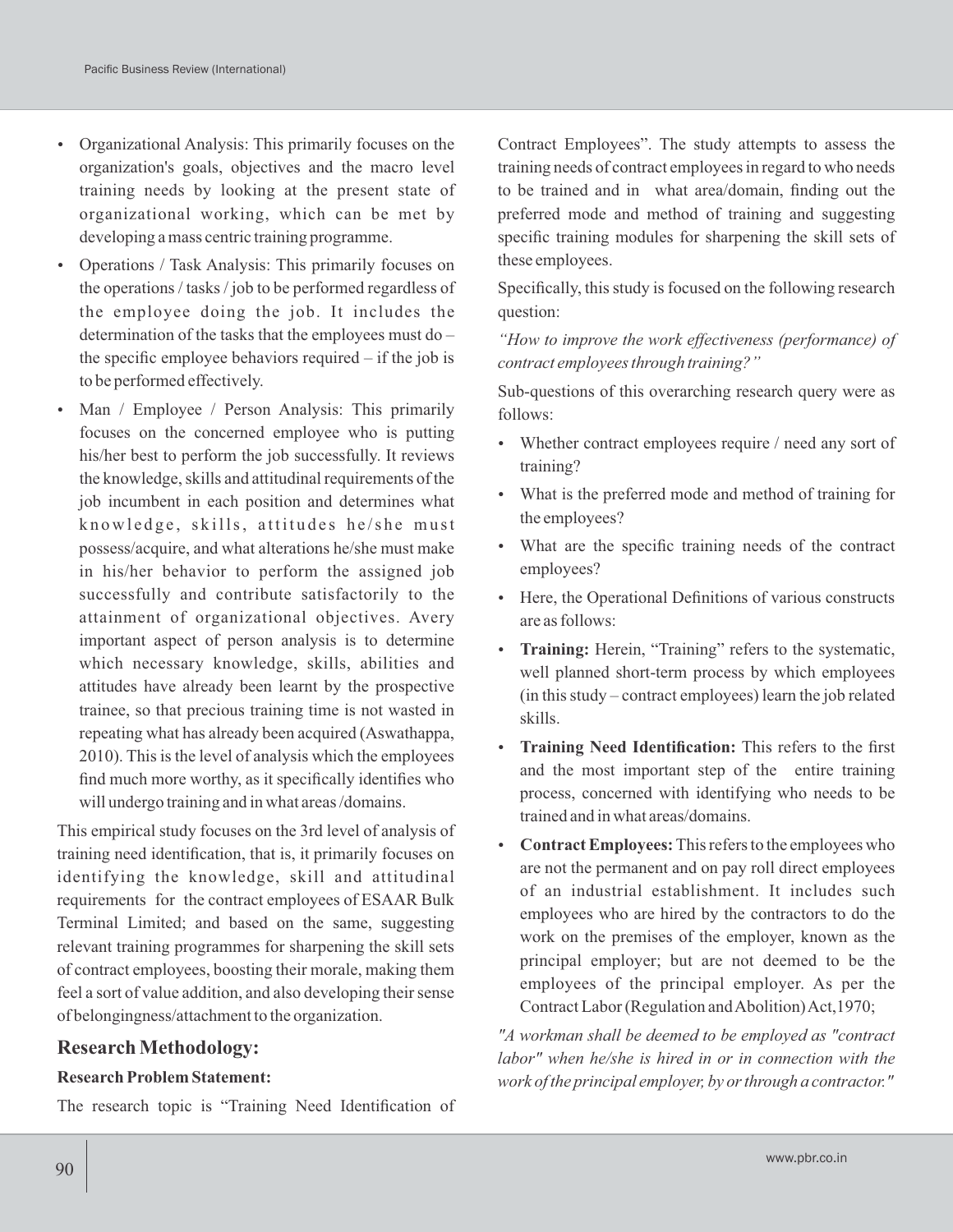- Organizational Analysis: This primarily focuses on the organization's goals, objectives and the macro level training needs by looking at the present state of organizational working, which can be met by developing a mass centric training programme.
- Operations / Task Analysis: This primarily focuses on the operations / tasks / job to be performed regardless of the employee doing the job. It includes the determination of the tasks that the employees must do – the specific employee behaviors required – if the job is to be performed effectively.
- Man / Employee / Person Analysis: This primarily focuses on the concerned employee who is putting his/her best to perform the job successfully. It reviews the knowledge, skills and attitudinal requirements of the job incumbent in each position and determines what knowledge, skills, attitudes he/she must possess/acquire, and what alterations he/she must make in his/her behavior to perform the assigned job successfully and contribute satisfactorily to the attainment of organizational objectives. Avery important aspect of person analysis is to determine which necessary knowledge, skills, abilities and attitudes have already been learnt by the prospective trainee, so that precious training time is not wasted in repeating what has already been acquired (Aswathappa, 2010). This is the level of analysis which the employees find much more worthy, as it specifically identifies who will undergo training and in what areas /domains.

This empirical study focuses on the 3rd level of analysis of training need identification, that is, it primarily focuses on identifying the knowledge, skill and attitudinal requirements for the contract employees of ESAAR Bulk Terminal Limited; and based on the same, suggesting relevant training programmes for sharpening the skill sets of contract employees, boosting their morale, making them feel a sort of value addition, and also developing their sense of belongingness/attachment to the organization.

## Research Methodology:

### Research Problem Statement:

The research topic is "Training Need Identification of Contract Employees". The study attempts to assess the training needs of contract employees in regard to who needs to be trained and in what area/domain, finding out the preferred mode and method of training and suggesting specific training modules for sharpening the skill sets of these employees.

Specifically, this study is focused on the following research question:

*"How to improve the work effectiveness (performance) of contract employees through training?"*

Sub-questions of this overarching research query were as follows:

- Whether contract employees require / need any sort of training?
- What is the preferred mode and method of training for the employees?
- What are the specific training needs of the contract employees?
- Here, the Operational Definitions of various constructs are as follows:
- **Training:** Herein, "Training" refers to the systematic, well planned short-term process by which employees (in this study – contract employees) learn the job related skills.
- **Training Need Identification:** This refers to the first and the most important step of the entire training process, concerned with identifying who needs to be trained and in what areas/domains.
- **Contract Employees:** This refers to the employees who are not the permanent and on pay roll direct employees of an industrial establishment. It includes such employees who are hired by the contractors to do the work on the premises of the employer, known as the principal employer; but are not deemed to be the employees of the principal employer. As per the Contract Labor (Regulation and Abolition) Act,1970;

*"A workman shall be deemed to be employed as "contract labor" when he/she is hired in or in connection with the work of the principal employer, by or through a contractor."*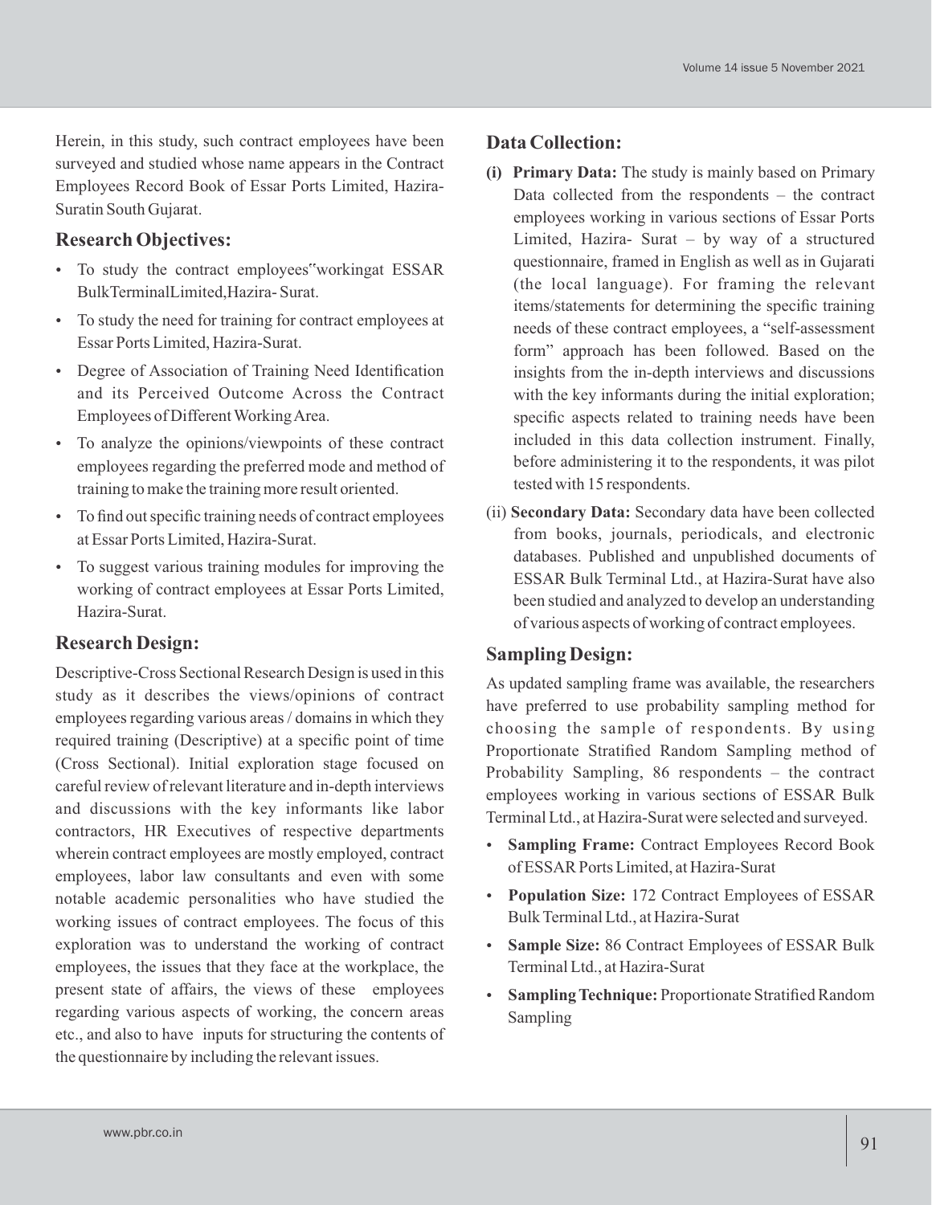Herein, in this study, such contract employees have been surveyed and studied whose name appears in the Contract Employees Record Book of Essar Ports Limited, Hazira-Suratin South Gujarat.

## Research Objectives:

- To study the contract employees"workingat ESSAR BulkTerminalLimited,Hazira- Surat.
- To study the need for training for contract employees at Essar Ports Limited, Hazira-Surat.
- Degree of Association of Training Need Identification and its Perceived Outcome Across the Contract Employees of Different Working Area.
- To analyze the opinions/viewpoints of these contract employees regarding the preferred mode and method of training to make the training more result oriented.
- To find out specific training needs of contract employees at Essar Ports Limited, Hazira-Surat.
- To suggest various training modules for improving the working of contract employees at Essar Ports Limited, Hazira-Surat.

## Research Design:

Descriptive-Cross Sectional Research Design is used in this study as it describes the views/opinions of contract employees regarding various areas / domains in which they required training (Descriptive) at a specific point of time (Cross Sectional). Initial exploration stage focused on careful review of relevant literature and in-depth interviews and discussions with the key informants like labor contractors, HR Executives of respective departments wherein contract employees are mostly employed, contract employees, labor law consultants and even with some notable academic personalities who have studied the working issues of contract employees. The focus of this exploration was to understand the working of contract employees, the issues that they face at the workplace, the present state of affairs, the views of these employees regarding various aspects of working, the concern areas etc., and also to have inputs for structuring the contents of the questionnaire by including the relevant issues.

## Data Collection:

**(i) Primary Data:** The study is mainly based on Primary Data collected from the respondents – the contract employees working in various sections of Essar Ports Limited, Hazira- Surat – by way of a structured questionnaire, framed in English as well as in Gujarati (the local language). For framing the relevant items/statements for determining the specific training needs of these contract employees, a "self-assessment form" approach has been followed. Based on the insights from the in-depth interviews and discussions with the key informants during the initial exploration; specific aspects related to training needs have been included in this data collection instrument. Finally, before administering it to the respondents, it was pilot tested with 15 respondents.

(ii) **Secondary Data:** Secondary data have been collected from books, journals, periodicals, and electronic databases. Published and unpublished documents of ESSAR Bulk Terminal Ltd., at Hazira-Surat have also been studied and analyzed to develop an understanding of various aspects of working of contract employees.

## Sampling Design:

As updated sampling frame was available, the researchers have preferred to use probability sampling method for choosing the sample of respondents. By using Proportionate Stratified Random Sampling method of Probability Sampling, 86 respondents – the contract employees working in various sections of ESSAR Bulk Terminal Ltd., at Hazira-Surat were selected and surveyed.

- **Sampling Frame:** Contract Employees Record Book of ESSAR Ports Limited, at Hazira-Surat
- **Population Size:** 172 Contract Employees of ESSAR Bulk Terminal Ltd., at Hazira-Surat
- **Sample Size:** 86 Contract Employees of ESSAR Bulk Terminal Ltd., at Hazira-Surat
- **Sampling Technique:** Proportionate Stratified Random Sampling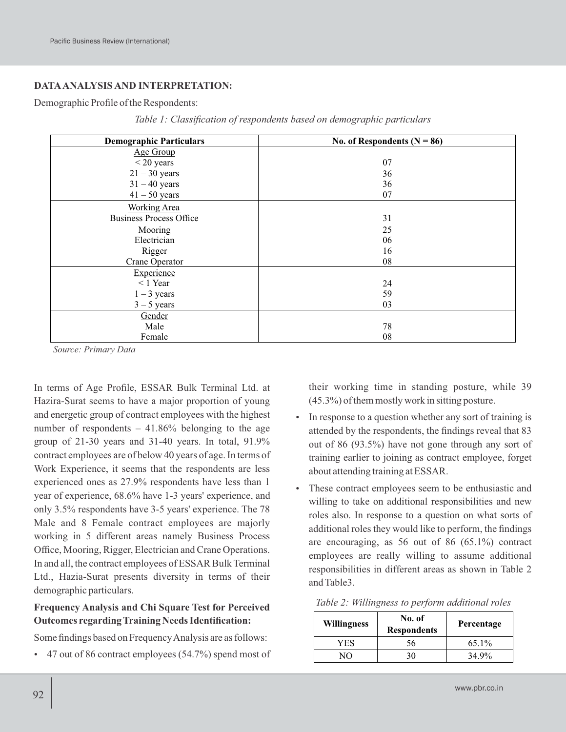## DATA ANALYSIS AND INTERPRETATION:

Demographic Profile of the Respondents:

*Table 1: Classification of respondents based on demographic particulars*

| Demographic Particulars | No. of Respondents (N = 86) |
|---|---|
| Age Group | |
| < 20 years | 07 |
| 21 – 30 years | 36 |
| 31 – 40 years | 36 |
| 41 – 50 years | 07 |
| Working Area | |
| Business Process Office | 31 |
| Mooring | 25 |
| Electrician | 06 |
| Rigger | 16 |
| Crane Operator | 08 |
| Experience | |
| < 1 Year | 24 |
| 1 – 3 years | 59 |
| 3 – 5 years | 03 |
| Gender | |
| Male | 78 |
| Female | 08 |

*Source: Primary Data*

In terms of Age Profile, ESSAR Bulk Terminal Ltd. at Hazira-Surat seems to have a major proportion of young and energetic group of contract employees with the highest number of respondents – 41.86% belonging to the age group of 21-30 years and 31-40 years. In total, 91.9% contract employees are of below 40 years of age. In terms of Work Experience, it seems that the respondents are less experienced ones as 27.9% respondents have less than 1 year of experience, 68.6% have 1-3 years' experience, and only 3.5% respondents have 3-5 years' experience. The 78 Male and 8 Female contract employees are majorly working in 5 different areas namely Business Process Office, Mooring, Rigger, Electrician and Crane Operations. In and all, the contract employees of ESSAR Bulk Terminal Ltd., Hazia-Surat presents diversity in terms of their demographic particulars.

### Frequency Analysis and Chi Square Test for Perceived Outcomes regarding Training Needs Identification:

Some findings based on Frequency Analysis are as follows:

- 47 out of 86 contract employees (54.7%) spend most of their working time in standing posture, while 39 (45.3%) of them mostly work in sitting posture.
- In response to a question whether any sort of training is attended by the respondents, the findings reveal that 83 out of 86 (93.5%) have not gone through any sort of training earlier to joining as contract employee, forget about attending training at ESSAR.
- These contract employees seem to be enthusiastic and willing to take on additional responsibilities and new roles also. In response to a question on what sorts of additional roles they would like to perform, the findings are encouraging, as 56 out of 86 (65.1%) contract employees are really willing to assume additional responsibilities in different areas as shown in Table 2 and Table3.

*Table 2: Willingness to perform additional roles*

| Willingness | No. of Respondents | Percentage |
|---|---|---|
| YES | 56 | 65.1% |
| NO | 30 | 34.9% |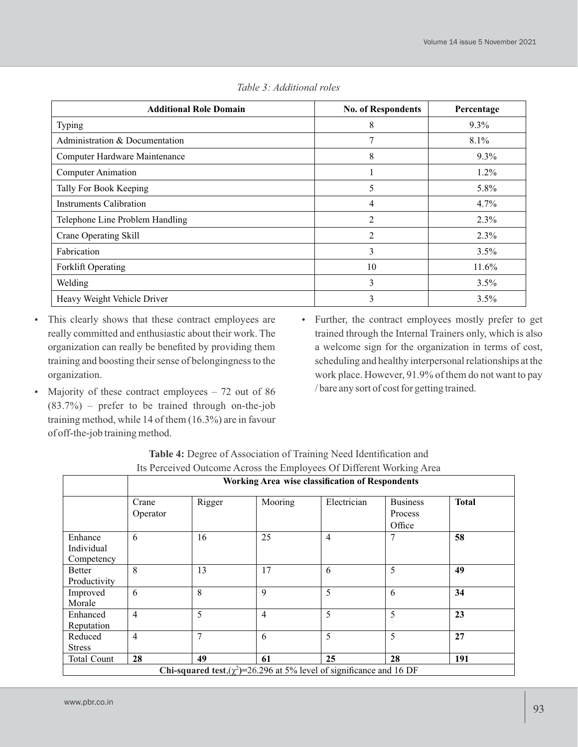*Table 3: Additional roles*

| Additional Role Domain | No. of Respondents | Percentage |
|---|---|---|
| Typing | 8 | 9.3% |
| Administration & Documentation | 7 | 8.1% |
| Computer Hardware Maintenance | 8 | 9.3% |
| Computer Animation | 1 | 1.2% |
| Tally For Book Keeping | 5 | 5.8% |
| Instruments Calibration | 4 | 4.7% |
| Telephone Line Problem Handling | 2 | 2.3% |
| Crane Operating Skill | 2 | 2.3% |
| Fabrication | 3 | 3.5% |
| Forklift Operating | 10 | 11.6% |
| Welding | 3 | 3.5% |
| Heavy Weight Vehicle Driver | 3 | 3.5% |

- This clearly shows that these contract employees are really committed and enthusiastic about their work. The organization can really be benefited by providing them training and boosting their sense of belongingness to the organization.
- Majority of these contract employees – 72 out of 86 (83.7%) – prefer to be trained through on-the-job training method, while 14 of them (16.3%) are in favour of off-the-job training method.
- Further, the contract employees mostly prefer to get trained through the Internal Trainers only, which is also a welcome sign for the organization in terms of cost, scheduling and healthy interpersonal relationships at the work place. However, 91.9% of them do not want to pay / bare any sort of cost for getting trained.

**Table 4:** Degree of Association of Training Need Identification and Its Perceived Outcome Across the Employees Of Different Working Area

| | Working Area wise classification of Respondents | | | | | |
|---|---|---|---|---|---|---|
| | Crane Operator | Rigger | Mooring | Electrician | Business Process Office | **Total** |
| Enhance Individual Competency | 6 | 16 | 25 | 4 | 7 | **58** |
| Better Productivity | 8 | 13 | 17 | 6 | 5 | **49** |
| Improved Morale | 6 | 8 | 9 | 5 | 6 | **34** |
| Enhanced Reputation | 4 | 5 | 4 | 5 | 5 | **23** |
| Reduced Stress | 4 | 7 | 6 | 5 | 5 | **27** |
| Total Count | **28** | **49** | **61** | **25** | **28** | **191** |
| **Chi-squared test**,($\chi^2$)=26.296 at 5% level of significance and 16 DF | | | | | | |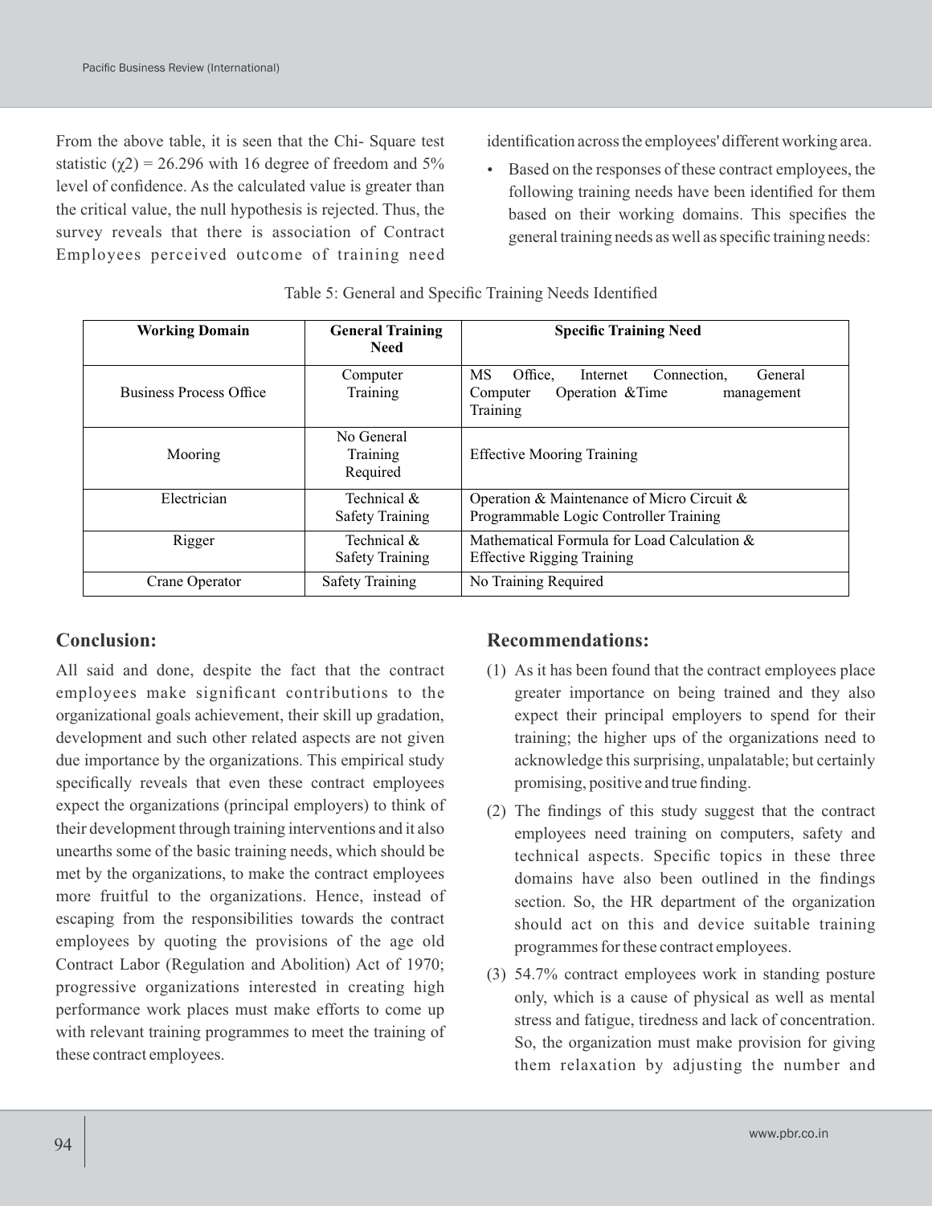From the above table, it is seen that the Chi- Square test statistic ($\chi 2$) = 26.296 with 16 degree of freedom and 5% level of confidence. As the calculated value is greater than the critical value, the null hypothesis is rejected. Thus, the survey reveals that there is association of Contract Employees perceived outcome of training need identification across the employees' different working area.

- Based on the responses of these contract employees, the following training needs have been identified for them based on their working domains. This specifies the general training needs as well as specific training needs:

Table 5: General and Specific Training Needs Identified

| Working Domain | General Training Need | Specific Training Need |
|---|---|---|
| Business Process Office | Computer Training | MS Office, Internet Connection, General Computer Operation &Time management Training |
| Mooring | No General Training Required | Effective Mooring Training |
| Electrician | Technical & Safety Training | Operation & Maintenance of Micro Circuit & Programmable Logic Controller Training |
| Rigger | Technical & Safety Training | Mathematical Formula for Load Calculation & Effective Rigging Training |
| Crane Operator | Safety Training | No Training Required |

## Conclusion:

All said and done, despite the fact that the contract employees make significant contributions to the organizational goals achievement, their skill up gradation, development and such other related aspects are not given due importance by the organizations. This empirical study specifically reveals that even these contract employees expect the organizations (principal employers) to think of their development through training interventions and it also unearths some of the basic training needs, which should be met by the organizations, to make the contract employees more fruitful to the organizations. Hence, instead of escaping from the responsibilities towards the contract employees by quoting the provisions of the age old Contract Labor (Regulation and Abolition) Act of 1970; progressive organizations interested in creating high performance work places must make efforts to come up with relevant training programmes to meet the training of these contract employees.

## Recommendations:

(1) As it has been found that the contract employees place greater importance on being trained and they also expect their principal employers to spend for their training; the higher ups of the organizations need to acknowledge this surprising, unpalatable; but certainly promising, positive and true finding.

(2) The findings of this study suggest that the contract employees need training on computers, safety and technical aspects. Specific topics in these three domains have also been outlined in the findings section. So, the HR department of the organization should act on this and device suitable training programmes for these contract employees.

(3) 54.7% contract employees work in standing posture only, which is a cause of physical as well as mental stress and fatigue, tiredness and lack of concentration. So, the organization must make provision for giving them relaxation by adjusting the number and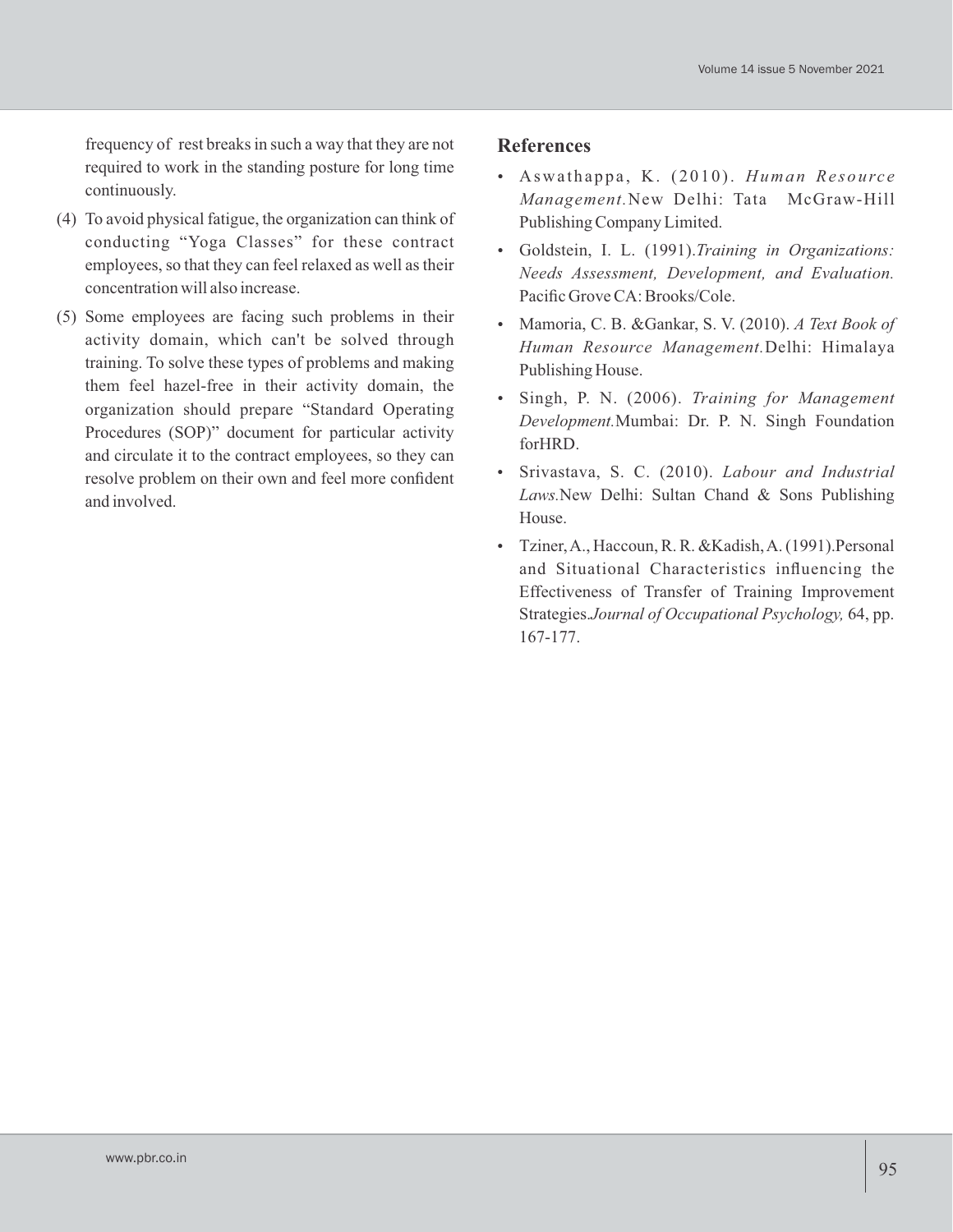frequency of rest breaks in such a way that they are not required to work in the standing posture for long time continuously.

(4) To avoid physical fatigue, the organization can think of conducting "Yoga Classes" for these contract employees, so that they can feel relaxed as well as their concentration will also increase.

(5) Some employees are facing such problems in their activity domain, which can't be solved through training. To solve these types of problems and making them feel hazel-free in their activity domain, the organization should prepare "Standard Operating Procedures (SOP)" document for particular activity and circulate it to the contract employees, so they can resolve problem on their own and feel more confident and involved.

## References

- Aswathappa, K. (2010). *Human Resource Management.*New Delhi: Tata McGraw-Hill Publishing Company Limited.
- Goldstein, I. L. (1991).*Training in Organizations: Needs Assessment, Development, and Evaluation.* Pacific Grove CA: Brooks/Cole.
- Mamoria, C. B. &Gankar, S. V. (2010). *A Text Book of Human Resource Management.*Delhi: Himalaya Publishing House.
- Singh, P. N. (2006). *Training for Management Development.*Mumbai: Dr. P. N. Singh Foundation forHRD.
- Srivastava, S. C. (2010). *Labour and Industrial Laws.*New Delhi: Sultan Chand & Sons Publishing House.
- Tziner, A., Haccoun, R. R. &Kadish, A. (1991).Personal and Situational Characteristics influencing the Effectiveness of Transfer of Training Improvement Strategies.*Journal of Occupational Psychology,* 64, pp. 167-177.